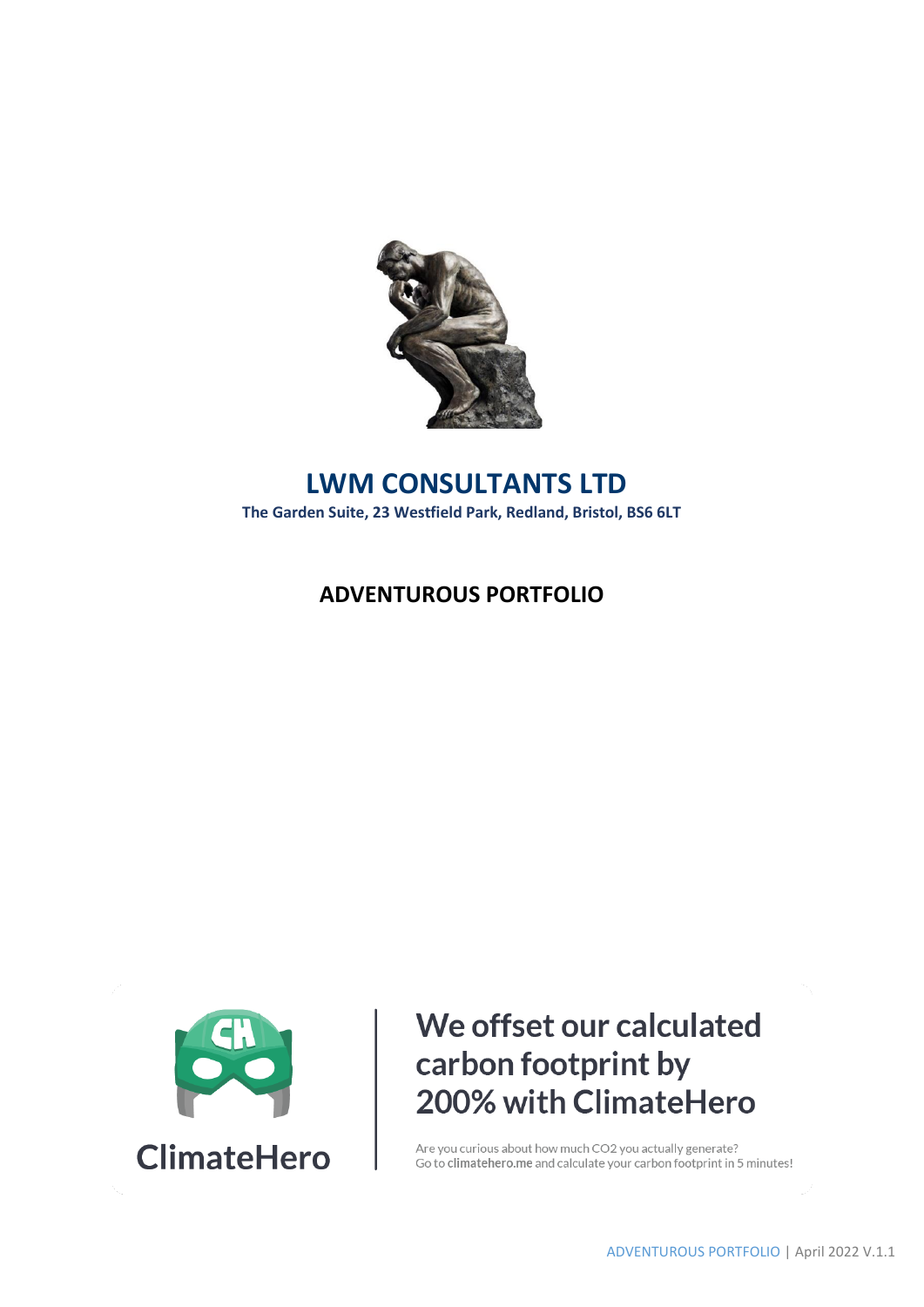# LWM CONSULTANTS LTD

**The Garden Suite, 23 Westfield Park, Redland, Bristol, BS6 6LT**

## ADVENTUROUS PORTFOLIO

ClimateHero

**We offset our calculated carbon footprint by 200% with ClimateHero**

Are you curious about how much CO2 you actually generate?
Go to **climatehero.me** and calculate your carbon footprint in 5 minutes!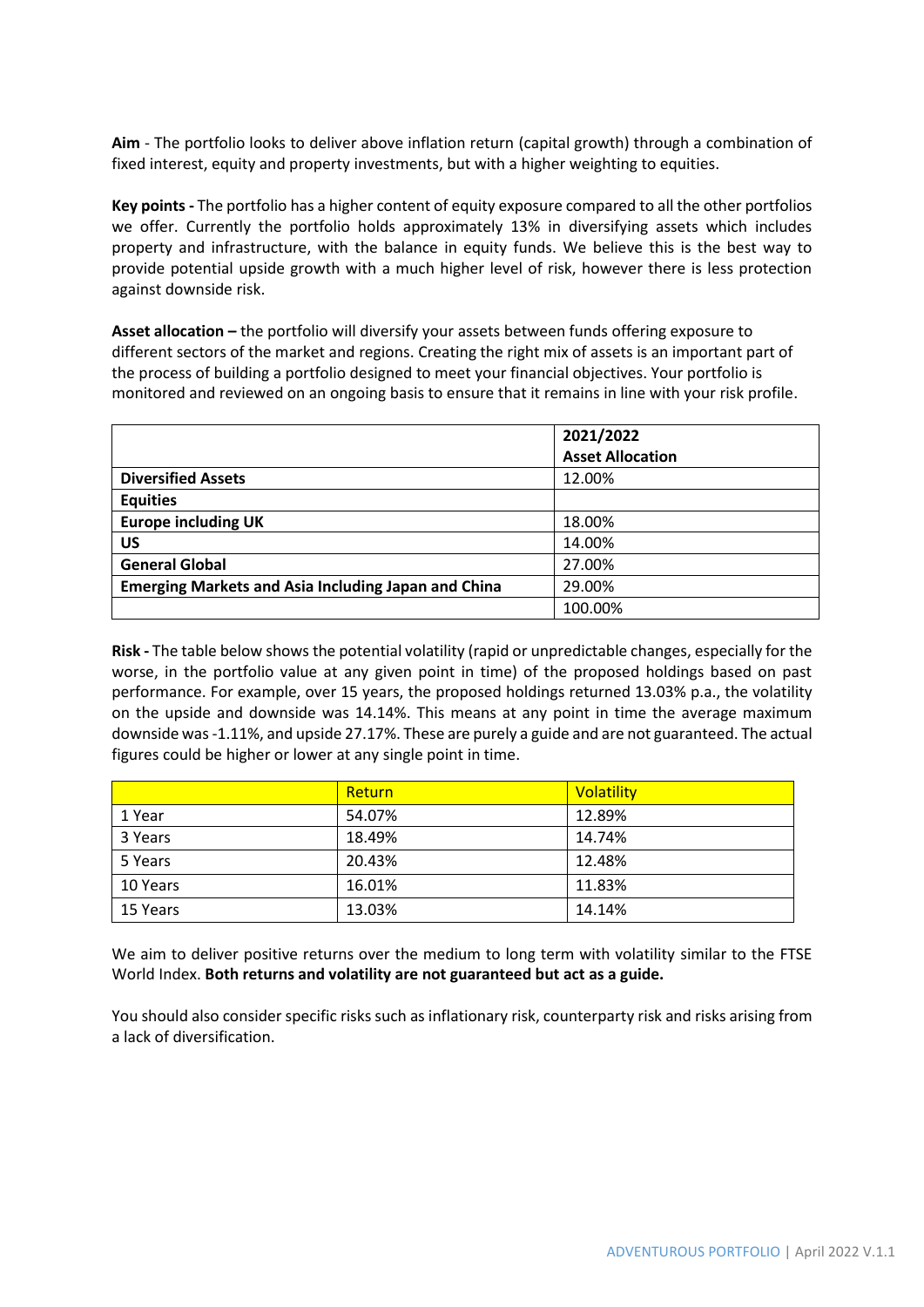**Aim** - The portfolio looks to deliver above inflation return (capital growth) through a combination of fixed interest, equity and property investments, but with a higher weighting to equities.

**Key points -** The portfolio has a higher content of equity exposure compared to all the other portfolios we offer. Currently the portfolio holds approximately 13% in diversifying assets which includes property and infrastructure, with the balance in equity funds. We believe this is the best way to provide potential upside growth with a much higher level of risk, however there is less protection against downside risk.

**Asset allocation –** the portfolio will diversify your assets between funds offering exposure to different sectors of the market and regions. Creating the right mix of assets is an important part of the process of building a portfolio designed to meet your financial objectives. Your portfolio is monitored and reviewed on an ongoing basis to ensure that it remains in line with your risk profile.

| | **2021/2022 Asset Allocation** |
|---|---|
| **Diversified Assets** | 12.00% |
| **Equities** | |
| **Europe including UK** | 18.00% |
| **US** | 14.00% |
| **General Global** | 27.00% |
| **Emerging Markets and Asia Including Japan and China** | 29.00% |
| | 100.00% |

**Risk -** The table below shows the potential volatility (rapid or unpredictable changes, especially for the worse, in the portfolio value at any given point in time) of the proposed holdings based on past performance. For example, over 15 years, the proposed holdings returned 13.03% p.a., the volatility on the upside and downside was 14.14%. This means at any point in time the average maximum downside was -1.11%, and upside 27.17%. These are purely a guide and are not guaranteed. The actual figures could be higher or lower at any single point in time.

| | Return | Volatility |
|---|---|---|
| 1 Year | 54.07% | 12.89% |
| 3 Years | 18.49% | 14.74% |
| 5 Years | 20.43% | 12.48% |
| 10 Years | 16.01% | 11.83% |
| 15 Years | 13.03% | 14.14% |

We aim to deliver positive returns over the medium to long term with volatility similar to the FTSE World Index. **Both returns and volatility are not guaranteed but act as a guide.**

You should also consider specific risks such as inflationary risk, counterparty risk and risks arising from a lack of diversification.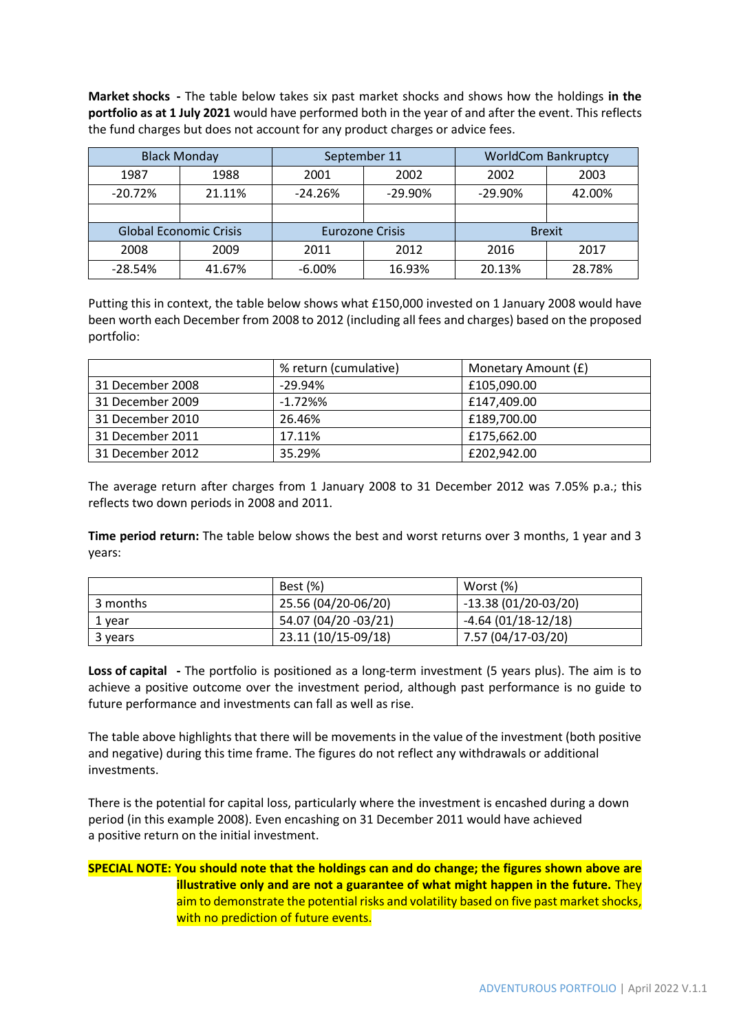**Market shocks -** The table below takes six past market shocks and shows how the holdings **in the portfolio as at 1 July 2021** would have performed both in the year of and after the event. This reflects the fund charges but does not account for any product charges or advice fees.

| Black Monday | | September 11 | | WorldCom Bankruptcy | |
|---|---|---|---|---|---|
| 1987 | 1988 | 2001 | 2002 | 2002 | 2003 |
| -20.72% | 21.11% | -24.26% | -29.90% | -29.90% | 42.00% |
| | | | | | |
| **Global Economic Crisis** | | **Eurozone Crisis** | | **Brexit** | |
| 2008 | 2009 | 2011 | 2012 | 2016 | 2017 |
| -28.54% | 41.67% | -6.00% | 16.93% | 20.13% | 28.78% |

Putting this in context, the table below shows what £150,000 invested on 1 January 2008 would have been worth each December from 2008 to 2012 (including all fees and charges) based on the proposed portfolio:

| | % return (cumulative) | Monetary Amount (£) |
|---|---|---|
| 31 December 2008 | -29.94% | £105,090.00 |
| 31 December 2009 | -1.72%% | £147,409.00 |
| 31 December 2010 | 26.46% | £189,700.00 |
| 31 December 2011 | 17.11% | £175,662.00 |
| 31 December 2012 | 35.29% | £202,942.00 |

The average return after charges from 1 January 2008 to 31 December 2012 was 7.05% p.a.; this reflects two down periods in 2008 and 2011.

**Time period return:** The table below shows the best and worst returns over 3 months, 1 year and 3 years:

| | Best (%) | Worst (%) |
|---|---|---|
| 3 months | 25.56 (04/20-06/20) | -13.38 (01/20-03/20) |
| 1 year | 54.07 (04/20 -03/21) | -4.64 (01/18-12/18) |
| 3 years | 23.11 (10/15-09/18) | 7.57 (04/17-03/20) |

**Loss of capital -** The portfolio is positioned as a long-term investment (5 years plus). The aim is to achieve a positive outcome over the investment period, although past performance is no guide to future performance and investments can fall as well as rise.

The table above highlights that there will be movements in the value of the investment (both positive and negative) during this time frame. The figures do not reflect any withdrawals or additional investments.

There is the potential for capital loss, particularly where the investment is encashed during a down period (in this example 2008). Even encashing on 31 December 2011 would have achieved a positive return on the initial investment.

**SPECIAL NOTE: You should note that the holdings can and do change; the figures shown above are illustrative only and are not a guarantee of what might happen in the future.** They aim to demonstrate the potential risks and volatility based on five past market shocks, with no prediction of future events.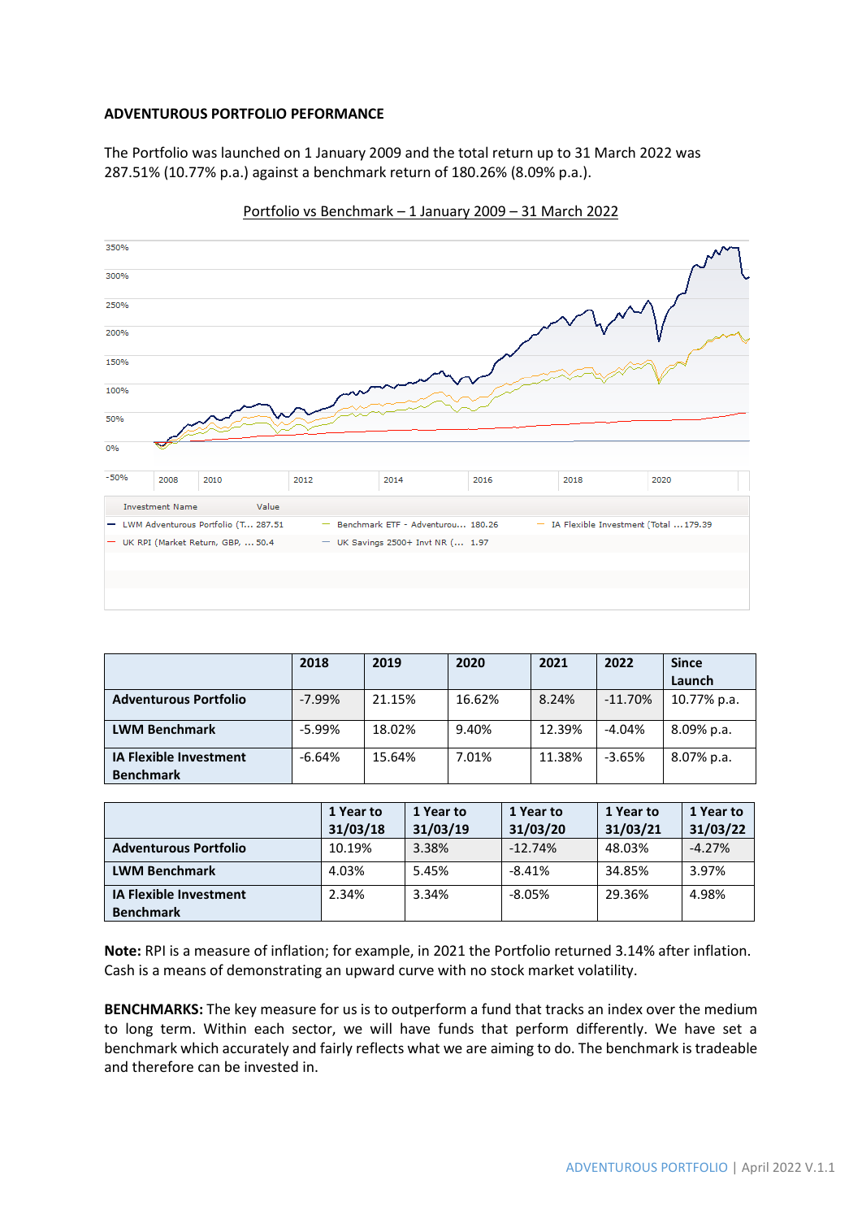**ADVENTUROUS PORTFOLIO PEFORMANCE**

The Portfolio was launched on 1 January 2009 and the total return up to 31 March 2022 was 287.51% (10.77% p.a.) against a benchmark return of 180.26% (8.09% p.a.).

Portfolio vs Benchmark – 1 January 2009 – 31 March 2022

| Investment Name | Value |
|---|---|
| LWM Adventurous Portfolio (T... | 287.51 |
| Benchmark ETF - Adventurou... | 180.26 |
| IA Flexible Investment (Total ... | 179.39 |
| UK RPI (Market Return, GBP, ... | 50.4 |
| UK Savings 2500+ Invt NR (... | 1.97 |

| | 2018 | 2019 | 2020 | 2021 | 2022 | Since Launch |
|---|---|---|---|---|---|---|
| **Adventurous Portfolio** | -7.99% | 21.15% | 16.62% | 8.24% | -11.70% | 10.77% p.a. |
| **LWM Benchmark** | -5.99% | 18.02% | 9.40% | 12.39% | -4.04% | 8.09% p.a. |
| **IA Flexible Investment Benchmark** | -6.64% | 15.64% | 7.01% | 11.38% | -3.65% | 8.07% p.a. |

| | 1 Year to 31/03/18 | 1 Year to 31/03/19 | 1 Year to 31/03/20 | 1 Year to 31/03/21 | 1 Year to 31/03/22 |
|---|---|---|---|---|---|
| **Adventurous Portfolio** | 10.19% | 3.38% | -12.74% | 48.03% | -4.27% |
| **LWM Benchmark** | 4.03% | 5.45% | -8.41% | 34.85% | 3.97% |
| **IA Flexible Investment Benchmark** | 2.34% | 3.34% | -8.05% | 29.36% | 4.98% |

**Note:** RPI is a measure of inflation; for example, in 2021 the Portfolio returned 3.14% after inflation. Cash is a means of demonstrating an upward curve with no stock market volatility.

**BENCHMARKS:** The key measure for us is to outperform a fund that tracks an index over the medium to long term. Within each sector, we will have funds that perform differently. We have set a benchmark which accurately and fairly reflects what we are aiming to do. The benchmark is tradeable and therefore can be invested in.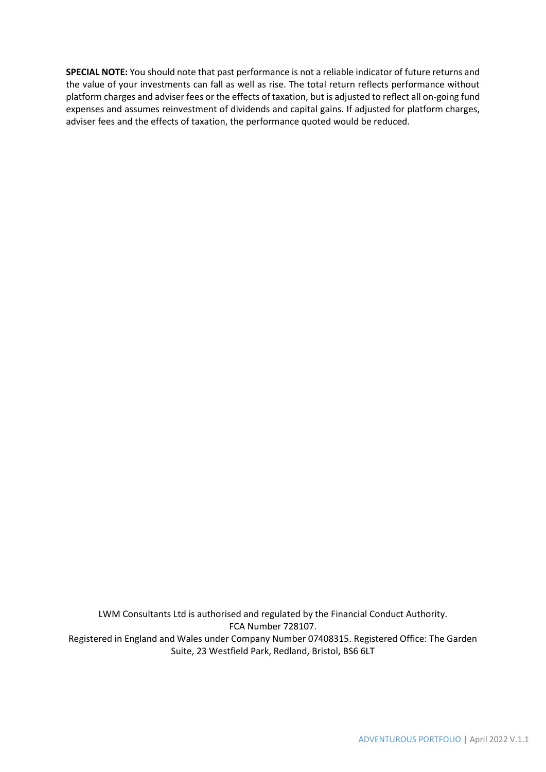**SPECIAL NOTE:** You should note that past performance is not a reliable indicator of future returns and the value of your investments can fall as well as rise. The total return reflects performance without platform charges and adviser fees or the effects of taxation, but is adjusted to reflect all on-going fund expenses and assumes reinvestment of dividends and capital gains. If adjusted for platform charges, adviser fees and the effects of taxation, the performance quoted would be reduced.

LWM Consultants Ltd is authorised and regulated by the Financial Conduct Authority.
FCA Number 728107.
Registered in England and Wales under Company Number 07408315. Registered Office: The Garden Suite, 23 Westfield Park, Redland, Bristol, BS6 6LT